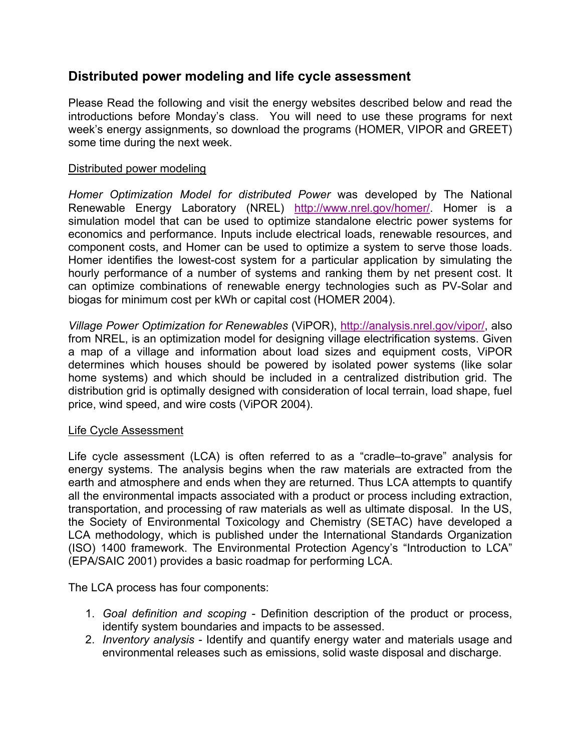## Distributed power modeling and life cycle assessment

Please Read the following and visit the energy websites described below and read the introductions before Monday's class. You will need to use these programs for next week's energy assignments, so download the programs (HOMER, VIPOR and GREET) some time during the next week.

Distributed power modeling

*Homer Optimization Model for distributed Power* was developed by The National Renewable Energy Laboratory (NREL) http://www.nrel.gov/homer/. Homer is a simulation model that can be used to optimize standalone electric power systems for economics and performance. Inputs include electrical loads, renewable resources, and component costs, and Homer can be used to optimize a system to serve those loads. Homer identifies the lowest-cost system for a particular application by simulating the hourly performance of a number of systems and ranking them by net present cost. It can optimize combinations of renewable energy technologies such as PV-Solar and biogas for minimum cost per kWh or capital cost (HOMER 2004).

*Village Power Optimization for Renewables* (ViPOR), http://analysis.nrel.gov/vipor/, also from NREL, is an optimization model for designing village electrification systems. Given a map of a village and information about load sizes and equipment costs, ViPOR determines which houses should be powered by isolated power systems (like solar home systems) and which should be included in a centralized distribution grid. The distribution grid is optimally designed with consideration of local terrain, load shape, fuel price, wind speed, and wire costs (ViPOR 2004).

Life Cycle Assessment

Life cycle assessment (LCA) is often referred to as a "cradle–to-grave" analysis for energy systems. The analysis begins when the raw materials are extracted from the earth and atmosphere and ends when they are returned. Thus LCA attempts to quantify all the environmental impacts associated with a product or process including extraction, transportation, and processing of raw materials as well as ultimate disposal. In the US, the Society of Environmental Toxicology and Chemistry (SETAC) have developed a LCA methodology, which is published under the International Standards Organization (ISO) 1400 framework. The Environmental Protection Agency's "Introduction to LCA" (EPA/SAIC 2001) provides a basic roadmap for performing LCA.

The LCA process has four components:

1. *Goal definition and scoping* - Definition description of the product or process, identify system boundaries and impacts to be assessed.
2. *Inventory analysis* - Identify and quantify energy water and materials usage and environmental releases such as emissions, solid waste disposal and discharge.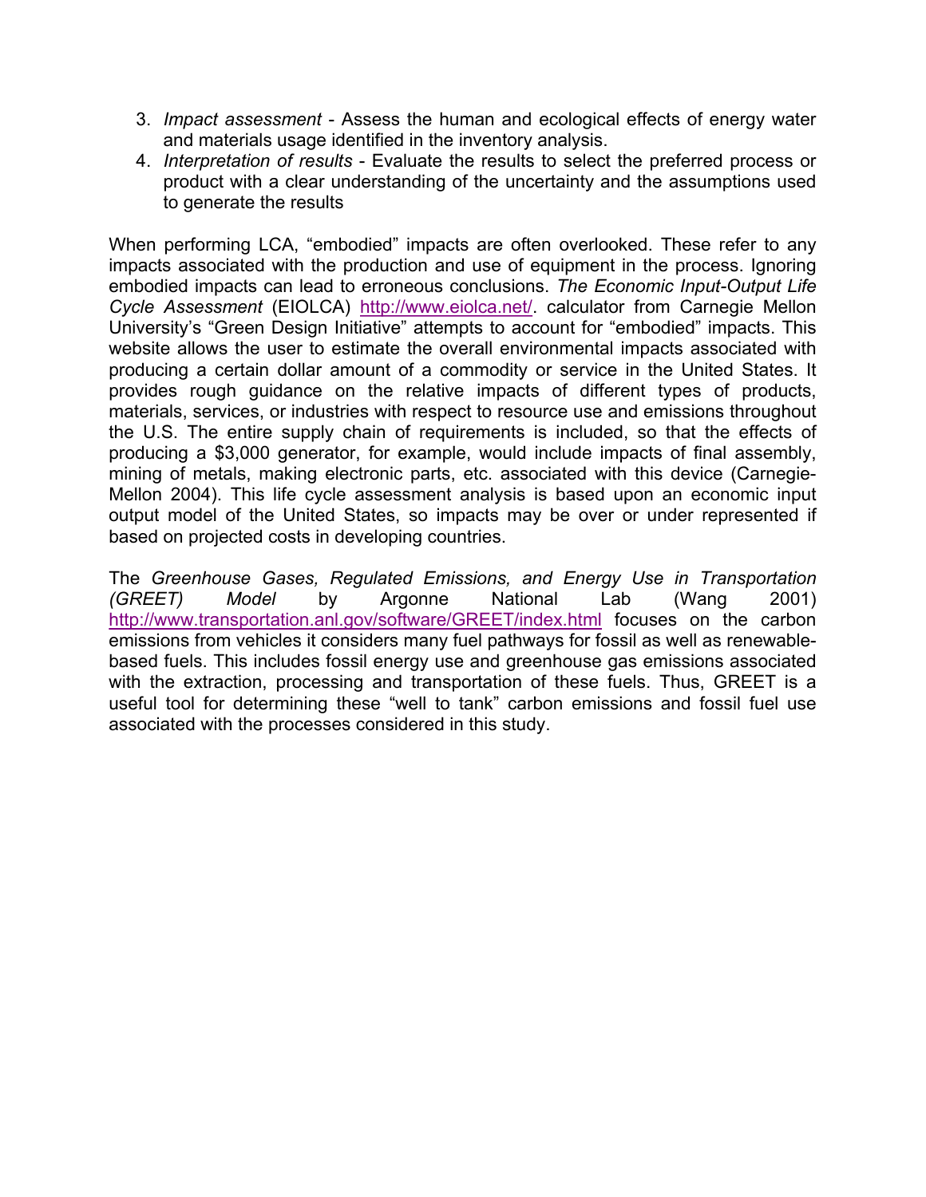3. *Impact assessment* - Assess the human and ecological effects of energy water and materials usage identified in the inventory analysis.
4. *Interpretation of results* - Evaluate the results to select the preferred process or product with a clear understanding of the uncertainty and the assumptions used to generate the results

When performing LCA, "embodied" impacts are often overlooked. These refer to any impacts associated with the production and use of equipment in the process. Ignoring embodied impacts can lead to erroneous conclusions. *The Economic Input-Output Life Cycle Assessment* (EIOLCA) http://www.eiolca.net/. calculator from Carnegie Mellon University's "Green Design Initiative" attempts to account for "embodied" impacts. This website allows the user to estimate the overall environmental impacts associated with producing a certain dollar amount of a commodity or service in the United States. It provides rough guidance on the relative impacts of different types of products, materials, services, or industries with respect to resource use and emissions throughout the U.S. The entire supply chain of requirements is included, so that the effects of producing a $3,000 generator, for example, would include impacts of final assembly, mining of metals, making electronic parts, etc. associated with this device (Carnegie-Mellon 2004). This life cycle assessment analysis is based upon an economic input output model of the United States, so impacts may be over or under represented if based on projected costs in developing countries.

The *Greenhouse Gases, Regulated Emissions, and Energy Use in Transportation (GREET) Model* by Argonne National Lab (Wang 2001) http://www.transportation.anl.gov/software/GREET/index.html focuses on the carbon emissions from vehicles it considers many fuel pathways for fossil as well as renewable-based fuels. This includes fossil energy use and greenhouse gas emissions associated with the extraction, processing and transportation of these fuels. Thus, GREET is a useful tool for determining these "well to tank" carbon emissions and fossil fuel use associated with the processes considered in this study.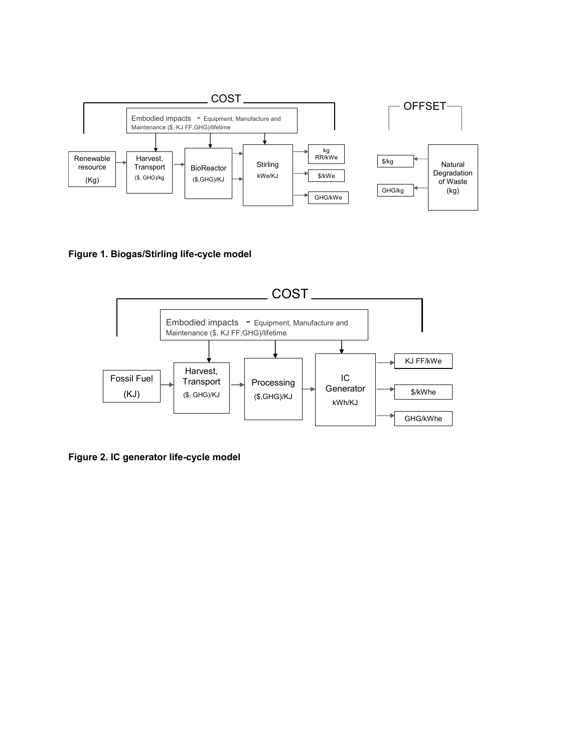COST

Embodied impacts - Equipment, Manufacture and Maintenance ($, KJ FF,GHG)/lifetime

Renewable resource (Kg)

Harvest, Transport ($, GHG)/kg

BioReactor ($,GHG)/KJ

Stirling kWe/KJ

kg RR/kWe

$/kWe

GHG/kWe

OFFSET

$/kg

GHG/kg

Natural Degradation of Waste (kg)

**Figure 1. Biogas/Stirling life-cycle model**

COST

Embodied impacts - Equipment, Manufacture and Maintenance ($, KJ FF,GHG)/lifetime

Fossil Fuel (KJ)

Harvest, Transport ($, GHG)/KJ

Processing ($,GHG)/KJ

IC Generator kWh/KJ

KJ FF/kWe

$/kWhe

GHG/kWhe

**Figure 2. IC generator life-cycle model**